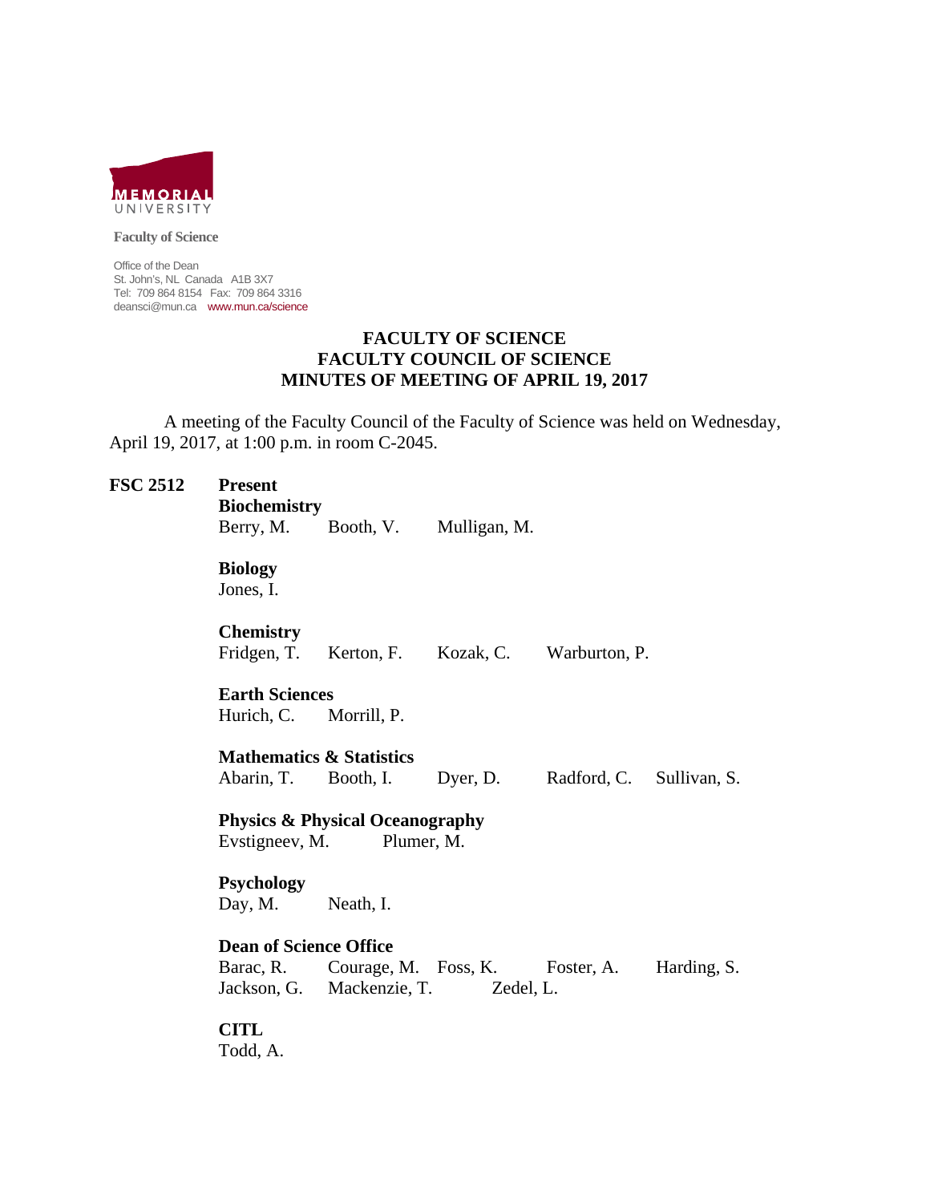MEMORIAL UNIVERSITY

**Faculty of Science**

Office of the Dean
St. John's, NL Canada A1B 3X7
Tel: 709 864 8154 Fax: 709 864 3316
deansci@mun.ca www.mun.ca/science

# FACULTY OF SCIENCE
# FACULTY COUNCIL OF SCIENCE
# MINUTES OF MEETING OF APRIL 19, 2017

A meeting of the Faculty Council of the Faculty of Science was held on Wednesday, April 19, 2017, at 1:00 p.m. in room C-2045.

**FSC 2512** **Present**

**Biochemistry**
Berry, M. Booth, V. Mulligan, M.

**Biology**
Jones, I.

**Chemistry**
Fridgen, T. Kerton, F. Kozak, C. Warburton, P.

**Earth Sciences**
Hurich, C. Morrill, P.

**Mathematics & Statistics**
Abarin, T. Booth, I. Dyer, D. Radford, C. Sullivan, S.

**Physics & Physical Oceanography**
Evstigneev, M. Plumer, M.

**Psychology**
Day, M. Neath, I.

**Dean of Science Office**
Barac, R. Courage, M. Foss, K. Foster, A. Harding, S.
Jackson, G. Mackenzie, T. Zedel, L.

**CITL**
Todd, A.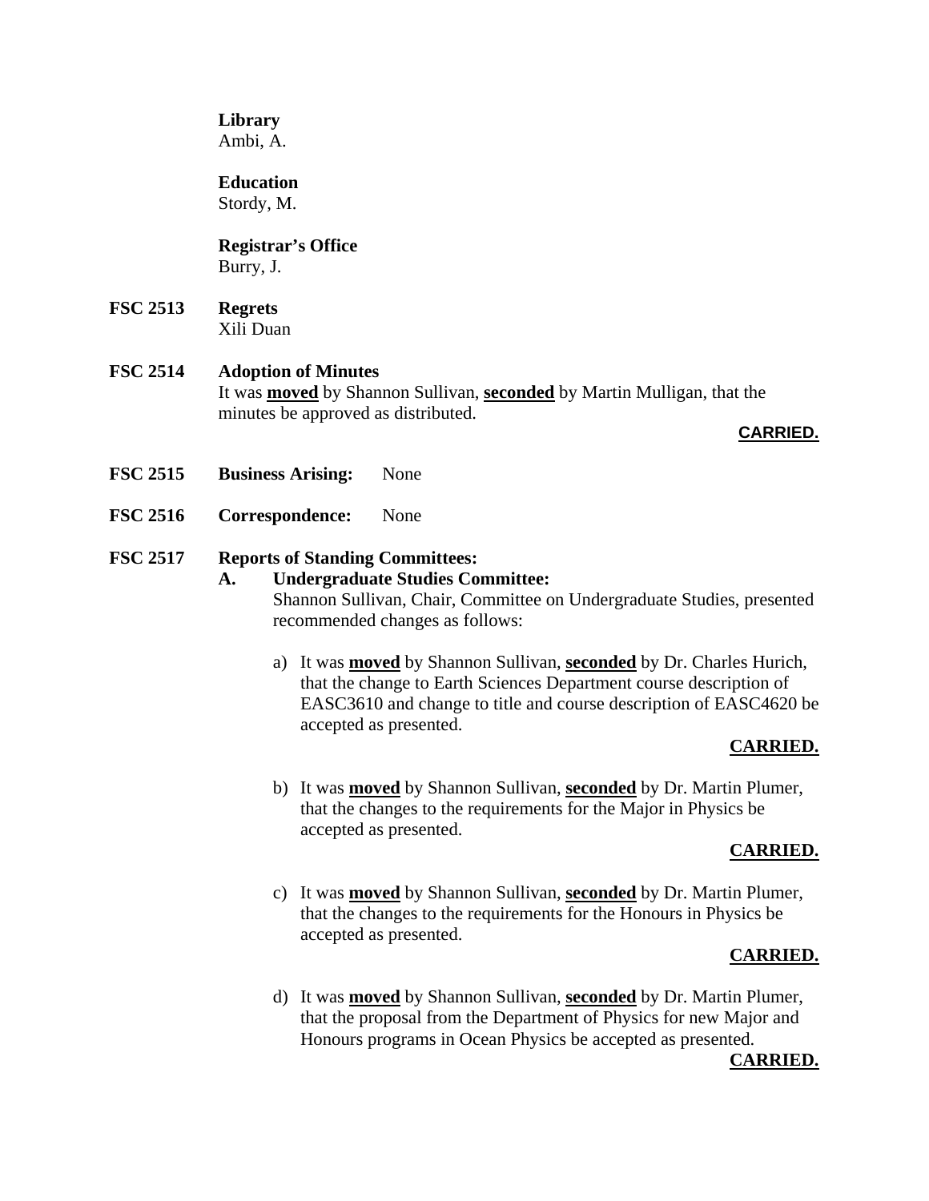**Library**
Ambi, A.

**Education**
Stordy, M.

**Registrar's Office**
Burry, J.

**FSC 2513** **Regrets**
Xili Duan

**FSC 2514** **Adoption of Minutes**
It was **moved** by Shannon Sullivan, **seconded** by Martin Mulligan, that the minutes be approved as distributed.

**CARRIED.**

**FSC 2515** **Business Arising:** None

**FSC 2516** **Correspondence:** None

**FSC 2517** **Reports of Standing Committees:**

**A. Undergraduate Studies Committee:**

Shannon Sullivan, Chair, Committee on Undergraduate Studies, presented recommended changes as follows:

a) It was **moved** by Shannon Sullivan, **seconded** by Dr. Charles Hurich, that the change to Earth Sciences Department course description of EASC3610 and change to title and course description of EASC4620 be accepted as presented.

**CARRIED.**

b) It was **moved** by Shannon Sullivan, **seconded** by Dr. Martin Plumer, that the changes to the requirements for the Major in Physics be accepted as presented.

**CARRIED.**

c) It was **moved** by Shannon Sullivan, **seconded** by Dr. Martin Plumer, that the changes to the requirements for the Honours in Physics be accepted as presented.

**CARRIED.**

d) It was **moved** by Shannon Sullivan, **seconded** by Dr. Martin Plumer, that the proposal from the Department of Physics for new Major and Honours programs in Ocean Physics be accepted as presented.

**CARRIED.**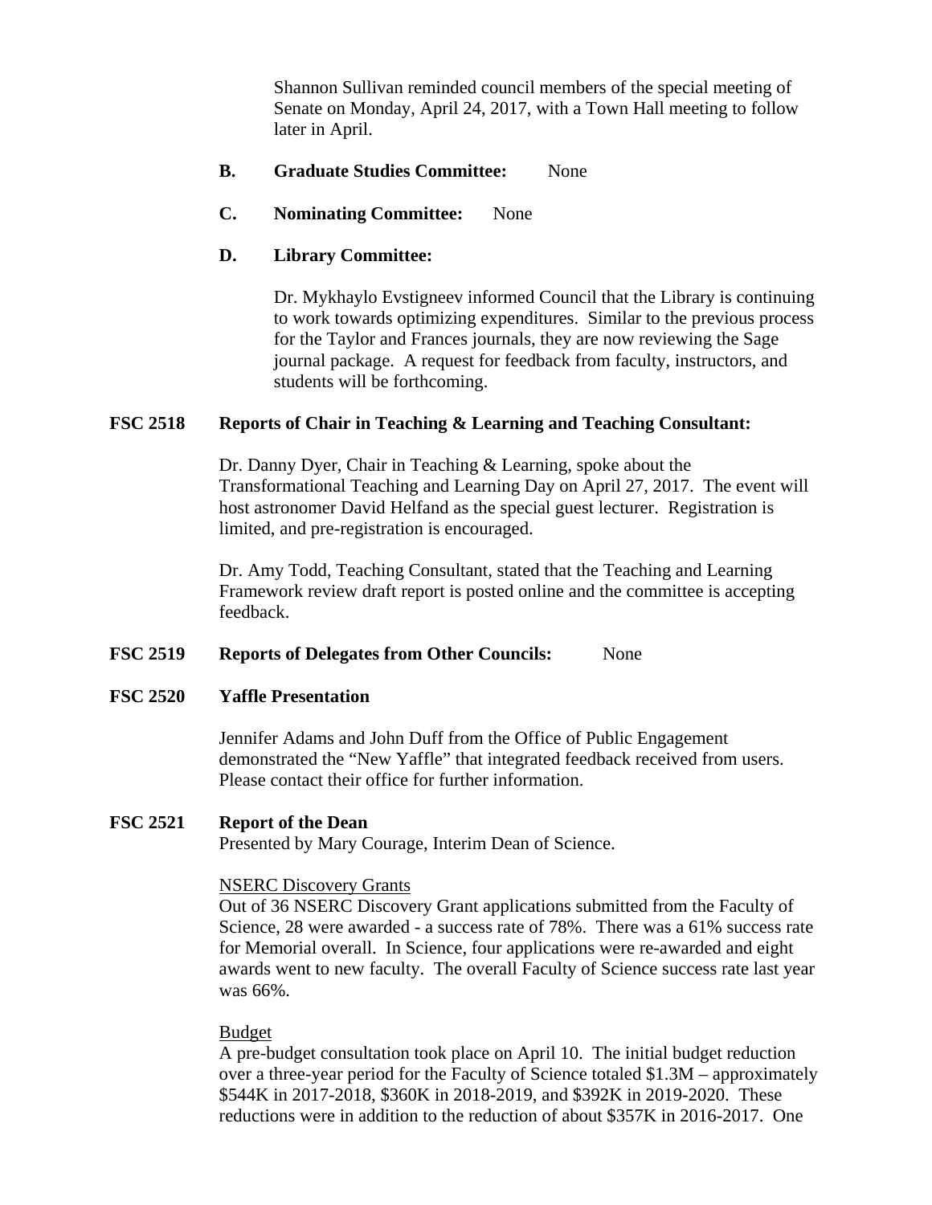Shannon Sullivan reminded council members of the special meeting of Senate on Monday, April 24, 2017, with a Town Hall meeting to follow later in April.

**B. Graduate Studies Committee:** None

**C. Nominating Committee:** None

**D. Library Committee:**

Dr. Mykhaylo Evstigneev informed Council that the Library is continuing to work towards optimizing expenditures. Similar to the previous process for the Taylor and Frances journals, they are now reviewing the Sage journal package. A request for feedback from faculty, instructors, and students will be forthcoming.

**FSC 2518 Reports of Chair in Teaching & Learning and Teaching Consultant:**

Dr. Danny Dyer, Chair in Teaching & Learning, spoke about the Transformational Teaching and Learning Day on April 27, 2017. The event will host astronomer David Helfand as the special guest lecturer. Registration is limited, and pre-registration is encouraged.

Dr. Amy Todd, Teaching Consultant, stated that the Teaching and Learning Framework review draft report is posted online and the committee is accepting feedback.

**FSC 2519 Reports of Delegates from Other Councils:** None

**FSC 2520 Yaffle Presentation**

Jennifer Adams and John Duff from the Office of Public Engagement demonstrated the "New Yaffle" that integrated feedback received from users. Please contact their office for further information.

**FSC 2521 Report of the Dean**

Presented by Mary Courage, Interim Dean of Science.

NSERC Discovery Grants

Out of 36 NSERC Discovery Grant applications submitted from the Faculty of Science, 28 were awarded - a success rate of 78%. There was a 61% success rate for Memorial overall. In Science, four applications were re-awarded and eight awards went to new faculty. The overall Faculty of Science success rate last year was 66%.

Budget

A pre-budget consultation took place on April 10. The initial budget reduction over a three-year period for the Faculty of Science totaled \$1.3M – approximately \$544K in 2017-2018, \$360K in 2018-2019, and \$392K in 2019-2020. These reductions were in addition to the reduction of about \$357K in 2016-2017. One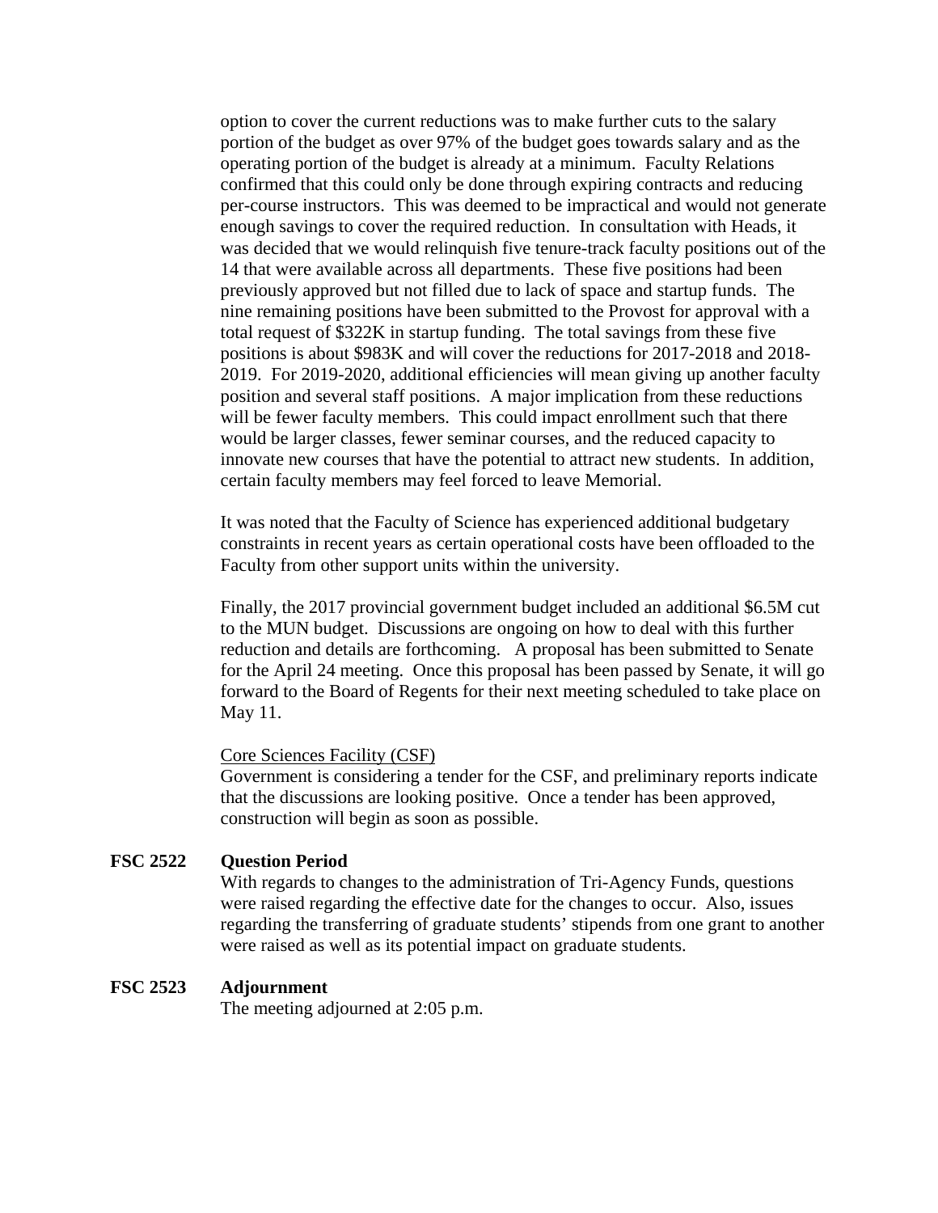option to cover the current reductions was to make further cuts to the salary portion of the budget as over 97% of the budget goes towards salary and as the operating portion of the budget is already at a minimum. Faculty Relations confirmed that this could only be done through expiring contracts and reducing per-course instructors. This was deemed to be impractical and would not generate enough savings to cover the required reduction. In consultation with Heads, it was decided that we would relinquish five tenure-track faculty positions out of the 14 that were available across all departments. These five positions had been previously approved but not filled due to lack of space and startup funds. The nine remaining positions have been submitted to the Provost for approval with a total request of $322K in startup funding. The total savings from these five positions is about $983K and will cover the reductions for 2017-2018 and 2018-2019. For 2019-2020, additional efficiencies will mean giving up another faculty position and several staff positions. A major implication from these reductions will be fewer faculty members. This could impact enrollment such that there would be larger classes, fewer seminar courses, and the reduced capacity to innovate new courses that have the potential to attract new students. In addition, certain faculty members may feel forced to leave Memorial.

It was noted that the Faculty of Science has experienced additional budgetary constraints in recent years as certain operational costs have been offloaded to the Faculty from other support units within the university.

Finally, the 2017 provincial government budget included an additional $6.5M cut to the MUN budget. Discussions are ongoing on how to deal with this further reduction and details are forthcoming. A proposal has been submitted to Senate for the April 24 meeting. Once this proposal has been passed by Senate, it will go forward to the Board of Regents for their next meeting scheduled to take place on May 11.

<u>Core Sciences Facility (CSF)</u>

Government is considering a tender for the CSF, and preliminary reports indicate that the discussions are looking positive. Once a tender has been approved, construction will begin as soon as possible.

**FSC 2522 Question Period**

With regards to changes to the administration of Tri-Agency Funds, questions were raised regarding the effective date for the changes to occur. Also, issues regarding the transferring of graduate students' stipends from one grant to another were raised as well as its potential impact on graduate students.

**FSC 2523 Adjournment**

The meeting adjourned at 2:05 p.m.